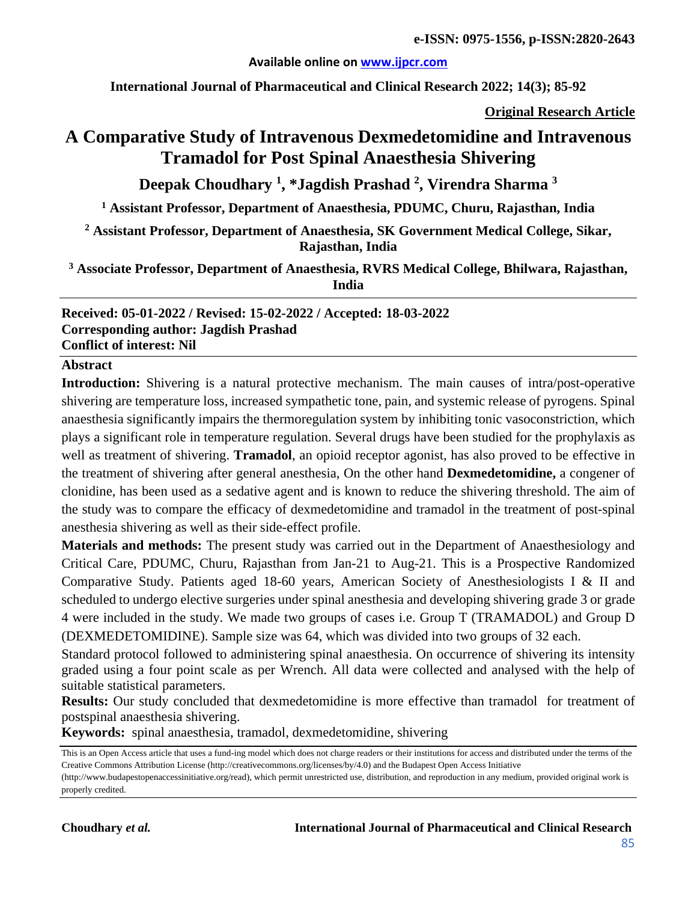**Original Research Article**

# A Comparative Study of Intravenous Dexmedetomidine and Intravenous Tramadol for Post Spinal Anaesthesia Shivering

**Deepak Choudhary [1], *Jagdish Prashad [2], Virendra Sharma [3]**

[1] Assistant Professor, Department of Anaesthesia, PDUMC, Churu, Rajasthan, India

[2] Assistant Professor, Department of Anaesthesia, SK Government Medical College, Sikar, Rajasthan, India

[3] Associate Professor, Department of Anaesthesia, RVRS Medical College, Bhilwara, Rajasthan, India

**Received: 05-01-2022 / Revised: 15-02-2022 / Accepted: 18-03-2022**
**Corresponding author: Jagdish Prashad**
**Conflict of interest: Nil**

## Abstract

**Introduction:** Shivering is a natural protective mechanism. The main causes of intra/post-operative shivering are temperature loss, increased sympathetic tone, pain, and systemic release of pyrogens. Spinal anaesthesia significantly impairs the thermoregulation system by inhibiting tonic vasoconstriction, which plays a significant role in temperature regulation. Several drugs have been studied for the prophylaxis as well as treatment of shivering. **Tramadol**, an opioid receptor agonist, has also proved to be effective in the treatment of shivering after general anesthesia, On the other hand **Dexmedetomidine,** a congener of clonidine, has been used as a sedative agent and is known to reduce the shivering threshold. The aim of the study was to compare the efficacy of dexmedetomidine and tramadol in the treatment of post-spinal anesthesia shivering as well as their side-effect profile.

**Materials and methods:** The present study was carried out in the Department of Anaesthesiology and Critical Care, PDUMC, Churu, Rajasthan from Jan-21 to Aug-21. This is a Prospective Randomized Comparative Study. Patients aged 18-60 years, American Society of Anesthesiologists I & II and scheduled to undergo elective surgeries under spinal anesthesia and developing shivering grade 3 or grade 4 were included in the study. We made two groups of cases i.e. Group T (TRAMADOL) and Group D (DEXMEDETOMIDINE). Sample size was 64, which was divided into two groups of 32 each.

Standard protocol followed to administering spinal anaesthesia. On occurrence of shivering its intensity graded using a four point scale as per Wrench. All data were collected and analysed with the help of suitable statistical parameters.

**Results:** Our study concluded that dexmedetomidine is more effective than tramadol for treatment of postspinal anaesthesia shivering.

**Keywords:** spinal anaesthesia, tramadol, dexmedetomidine, shivering

This is an Open Access article that uses a fund-ing model which does not charge readers or their institutions for access and distributed under the terms of the Creative Commons Attribution License (http://creativecommons.org/licenses/by/4.0) and the Budapest Open Access Initiative (http://www.budapestopenaccessinitiative.org/read), which permit unrestricted use, distribution, and reproduction in any medium, provided original work is properly credited.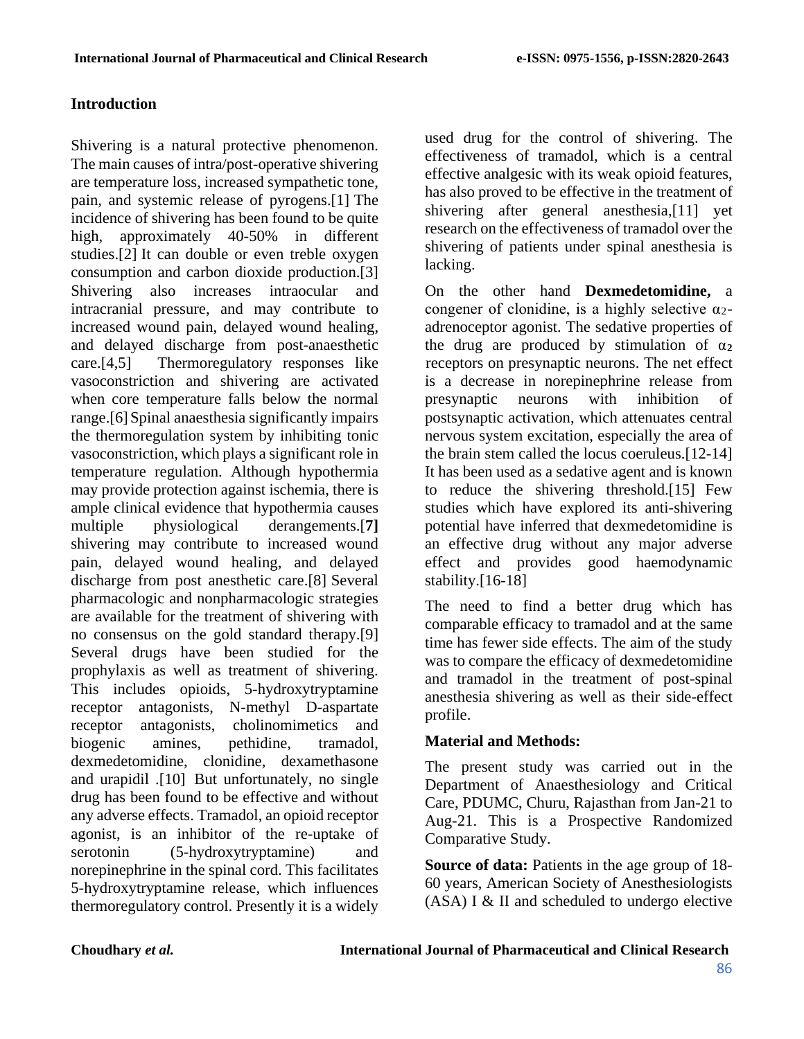## Introduction

Shivering is a natural protective phenomenon. The main causes of intra/post-operative shivering are temperature loss, increased sympathetic tone, pain, and systemic release of pyrogens.[1] The incidence of shivering has been found to be quite high, approximately 40-50% in different studies.[2] It can double or even treble oxygen consumption and carbon dioxide production.[3] Shivering also increases intraocular and intracranial pressure, and may contribute to increased wound pain, delayed wound healing, and delayed discharge from post-anaesthetic care.[4,5] Thermoregulatory responses like vasoconstriction and shivering are activated when core temperature falls below the normal range.[6] Spinal anaesthesia significantly impairs the thermoregulation system by inhibiting tonic vasoconstriction, which plays a significant role in temperature regulation. Although hypothermia may provide protection against ischemia, there is ample clinical evidence that hypothermia causes multiple physiological derangements.[**7**] shivering may contribute to increased wound pain, delayed wound healing, and delayed discharge from post anesthetic care.[8] Several pharmacologic and nonpharmacologic strategies are available for the treatment of shivering with no consensus on the gold standard therapy.[9] Several drugs have been studied for the prophylaxis as well as treatment of shivering. This includes opioids, 5-hydroxytryptamine receptor antagonists, N-methyl D-aspartate receptor antagonists, cholinomimetics and biogenic amines, pethidine, tramadol, dexmedetomidine, clonidine, dexamethasone and urapidil .[10] But unfortunately, no single drug has been found to be effective and without any adverse effects. Tramadol, an opioid receptor agonist, is an inhibitor of the re-uptake of serotonin (5-hydroxytryptamine) and norepinephrine in the spinal cord. This facilitates 5-hydroxytryptamine release, which influences thermoregulatory control. Presently it is a widely used drug for the control of shivering. The effectiveness of tramadol, which is a central effective analgesic with its weak opioid features, has also proved to be effective in the treatment of shivering after general anesthesia,[11] yet research on the effectiveness of tramadol over the shivering of patients under spinal anesthesia is lacking.

On the other hand **Dexmedetomidine,** a congener of clonidine, is a highly selective $\alpha_2$-adrenoceptor agonist. The sedative properties of the drug are produced by stimulation of $\alpha_2$ receptors on presynaptic neurons. The net effect is a decrease in norepinephrine release from presynaptic neurons with inhibition of postsynaptic activation, which attenuates central nervous system excitation, especially the area of the brain stem called the locus coeruleus.[12-14] It has been used as a sedative agent and is known to reduce the shivering threshold.[15] Few studies which have explored its anti-shivering potential have inferred that dexmedetomidine is an effective drug without any major adverse effect and provides good haemodynamic stability.[16-18]

The need to find a better drug which has comparable efficacy to tramadol and at the same time has fewer side effects. The aim of the study was to compare the efficacy of dexmedetomidine and tramadol in the treatment of post-spinal anesthesia shivering as well as their side-effect profile.

## Material and Methods:

The present study was carried out in the Department of Anaesthesiology and Critical Care, PDUMC, Churu, Rajasthan from Jan-21 to Aug-21. This is a Prospective Randomized Comparative Study.

**Source of data:** Patients in the age group of 18-60 years, American Society of Anesthesiologists (ASA) I & II and scheduled to undergo elective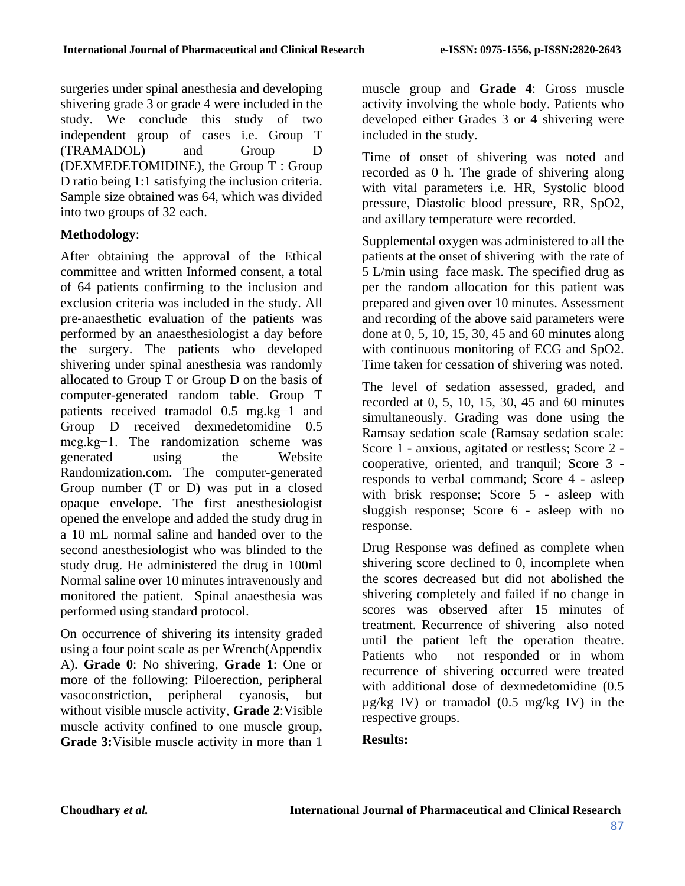surgeries under spinal anesthesia and developing shivering grade 3 or grade 4 were included in the study. We conclude this study of two independent group of cases i.e. Group T (TRAMADOL) and Group D (DEXMEDETOMIDINE), the Group T : Group D ratio being 1:1 satisfying the inclusion criteria. Sample size obtained was 64, which was divided into two groups of 32 each.

**Methodology**:

After obtaining the approval of the Ethical committee and written Informed consent, a total of 64 patients confirming to the inclusion and exclusion criteria was included in the study. All pre-anaesthetic evaluation of the patients was performed by an anaesthesiologist a day before the surgery. The patients who developed shivering under spinal anesthesia was randomly allocated to Group T or Group D on the basis of computer-generated random table. Group T patients received tramadol 0.5 $mg.kg^{-1}$ and Group D received dexmedetomidine 0.5 $mcg.kg^{-1}$. The randomization scheme was generated using the Website Randomization.com. The computer-generated Group number (T or D) was put in a closed opaque envelope. The first anesthesiologist opened the envelope and added the study drug in a 10 mL normal saline and handed over to the second anesthesiologist who was blinded to the study drug. He administered the drug in 100ml Normal saline over 10 minutes intravenously and monitored the patient. Spinal anaesthesia was performed using standard protocol.

On occurrence of shivering its intensity graded using a four point scale as per Wrench(Appendix A). **Grade 0**: No shivering, **Grade 1**: One or more of the following: Piloerection, peripheral vasoconstriction, peripheral cyanosis, but without visible muscle activity, **Grade 2**:Visible muscle activity confined to one muscle group, **Grade 3:**Visible muscle activity in more than 1 muscle group and **Grade 4**: Gross muscle activity involving the whole body. Patients who developed either Grades 3 or 4 shivering were included in the study.

Time of onset of shivering was noted and recorded as 0 h. The grade of shivering along with vital parameters i.e. HR, Systolic blood pressure, Diastolic blood pressure, RR, $SpO_2$, and axillary temperature were recorded.

Supplemental oxygen was administered to all the patients at the onset of shivering with the rate of 5 L/min using face mask. The specified drug as per the random allocation for this patient was prepared and given over 10 minutes. Assessment and recording of the above said parameters were done at 0, 5, 10, 15, 30, 45 and 60 minutes along with continuous monitoring of ECG and $SpO_2$. Time taken for cessation of shivering was noted.

The level of sedation assessed, graded, and recorded at 0, 5, 10, 15, 30, 45 and 60 minutes simultaneously. Grading was done using the Ramsay sedation scale (Ramsay sedation scale: Score 1 - anxious, agitated or restless; Score 2 - cooperative, oriented, and tranquil; Score 3 - responds to verbal command; Score 4 - asleep with brisk response; Score 5 - asleep with sluggish response; Score 6 - asleep with no response.

Drug Response was defined as complete when shivering score declined to 0, incomplete when the scores decreased but did not abolished the shivering completely and failed if no change in scores was observed after 15 minutes of treatment. Recurrence of shivering also noted until the patient left the operation theatre. Patients who not responded or in whom recurrence of shivering occurred were treated with additional dose of dexmedetomidine (0.5 μg/kg IV) or tramadol (0.5 mg/kg IV) in the respective groups.

**Results:**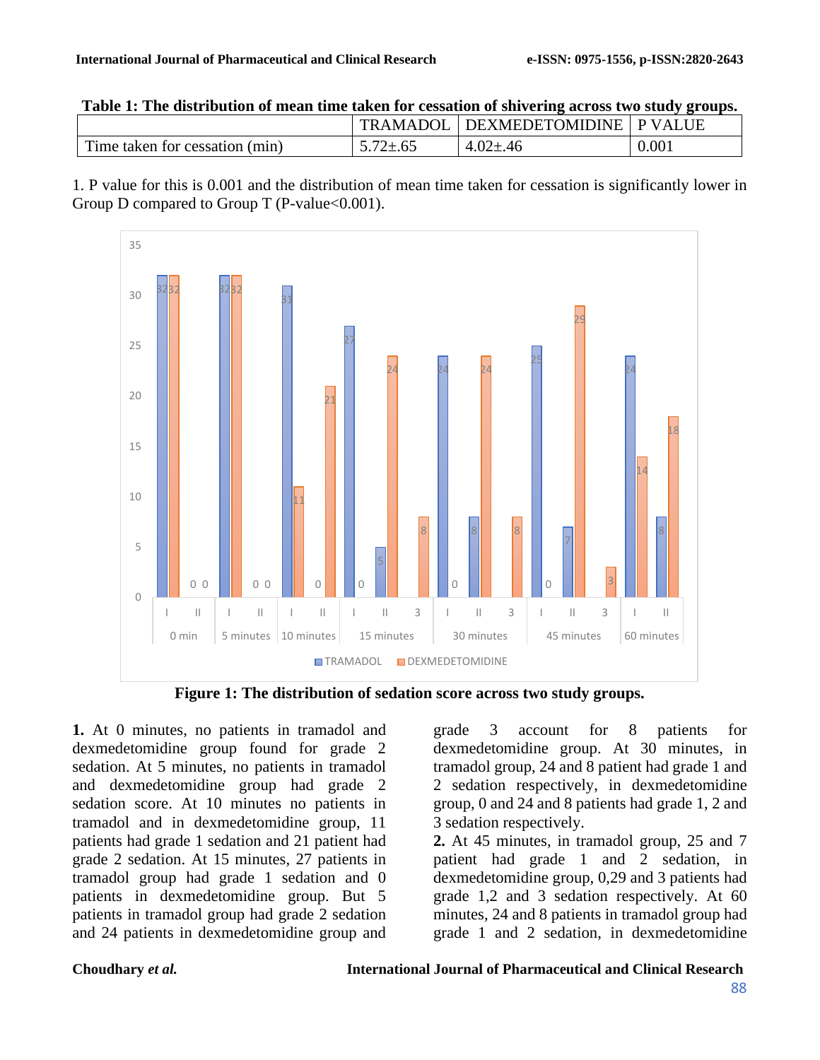**Table 1: The distribution of mean time taken for cessation of shivering across two study groups.**

| | TRAMADOL | DEXMEDETOMIDINE | P VALUE |
|---|---|---|---|
| Time taken for cessation (min) | 5.72±.65 | 4.02±.46 | 0.001 |

1. P value for this is 0.001 and the distribution of mean time taken for cessation is significantly lower in Group D compared to Group T (P-value<0.001).

**Figure 1: The distribution of sedation score across two study groups.**

**1.** At 0 minutes, no patients in tramadol and dexmedetomidine group found for grade 2 sedation. At 5 minutes, no patients in tramadol and dexmedetomidine group had grade 2 sedation score. At 10 minutes no patients in tramadol and in dexmedetomidine group, 11 patients had grade 1 sedation and 21 patient had grade 2 sedation. At 15 minutes, 27 patients in tramadol group had grade 1 sedation and 0 patients in dexmedetomidine group. But 5 patients in tramadol group had grade 2 sedation and 24 patients in dexmedetomidine group and grade 3 account for 8 patients for dexmedetomidine group. At 30 minutes, in tramadol group, 24 and 8 patient had grade 1 and 2 sedation respectively, in dexmedetomidine group, 0 and 24 and 8 patients had grade 1, 2 and 3 sedation respectively.

**2.** At 45 minutes, in tramadol group, 25 and 7 patient had grade 1 and 2 sedation, in dexmedetomidine group, 0,29 and 3 patients had grade 1,2 and 3 sedation respectively. At 60 minutes, 24 and 8 patients in tramadol group had grade 1 and 2 sedation, in dexmedetomidine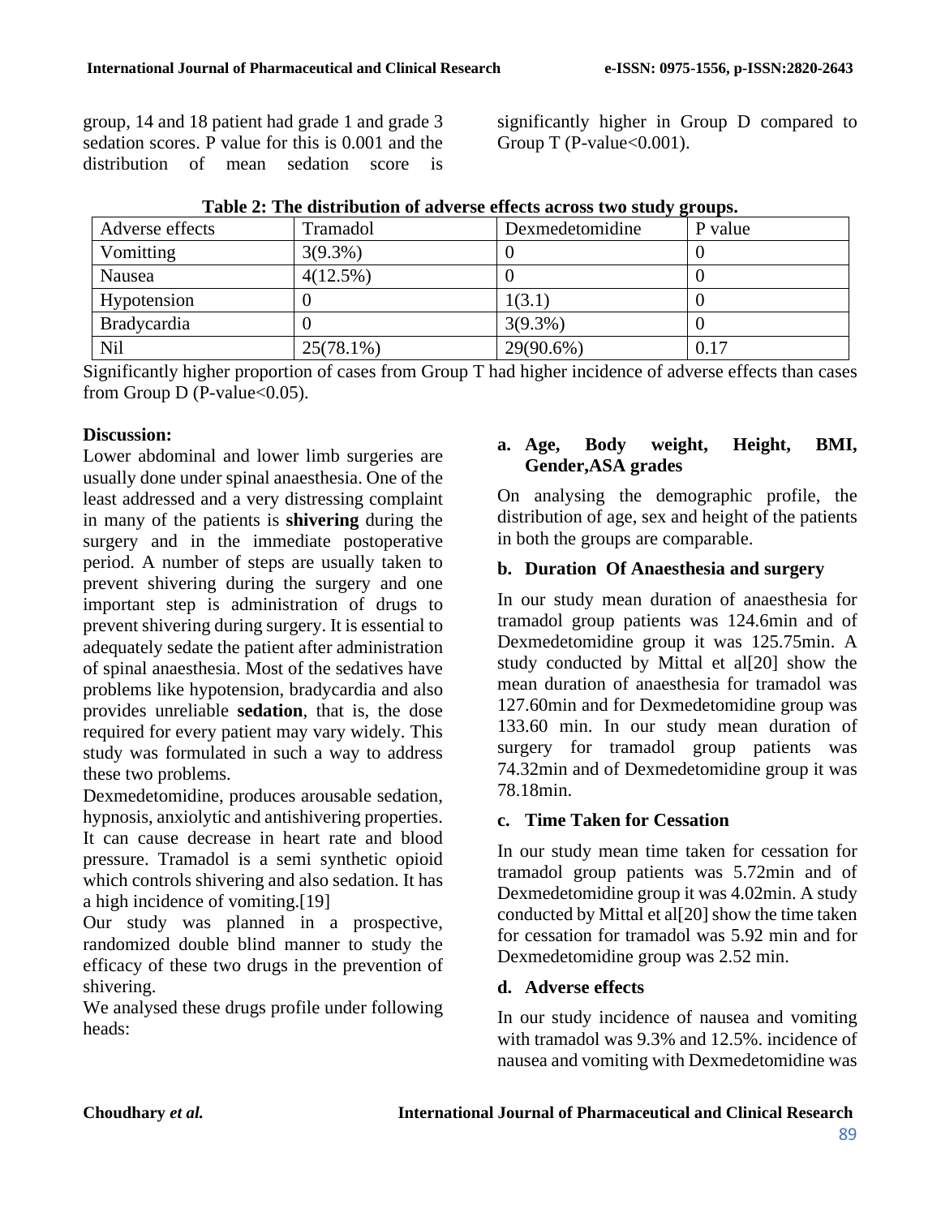group, 14 and 18 patient had grade 1 and grade 3 sedation scores. P value for this is 0.001 and the distribution of mean sedation score is significantly higher in Group D compared to Group T (P-value<0.001).

**Table 2: The distribution of adverse effects across two study groups.**

| Adverse effects | Tramadol | Dexmedetomidine | P value |
|---|---|---|---|
| Vomitting | 3(9.3%) | 0 | 0 |
| Nausea | 4(12.5%) | 0 | 0 |
| Hypotension | 0 | 1(3.1) | 0 |
| Bradycardia | 0 | 3(9.3%) | 0 |
| Nil | 25(78.1%) | 29(90.6%) | 0.17 |

Significantly higher proportion of cases from Group T had higher incidence of adverse effects than cases from Group D (P-value<0.05).

**Discussion:**

Lower abdominal and lower limb surgeries are usually done under spinal anaesthesia. One of the least addressed and a very distressing complaint in many of the patients is **shivering** during the surgery and in the immediate postoperative period. A number of steps are usually taken to prevent shivering during the surgery and one important step is administration of drugs to prevent shivering during surgery. It is essential to adequately sedate the patient after administration of spinal anaesthesia. Most of the sedatives have problems like hypotension, bradycardia and also provides unreliable **sedation**, that is, the dose required for every patient may vary widely. This study was formulated in such a way to address these two problems.

Dexmedetomidine, produces arousable sedation, hypnosis, anxiolytic and antishivering properties. It can cause decrease in heart rate and blood pressure. Tramadol is a semi synthetic opioid which controls shivering and also sedation. It has a high incidence of vomiting.[19]

Our study was planned in a prospective, randomized double blind manner to study the efficacy of these two drugs in the prevention of shivering.

We analysed these drugs profile under following heads:

**a. Age, Body weight, Height, BMI, Gender,ASA grades**

On analysing the demographic profile, the distribution of age, sex and height of the patients in both the groups are comparable.

**b. Duration Of Anaesthesia and surgery**

In our study mean duration of anaesthesia for tramadol group patients was 124.6min and of Dexmedetomidine group it was 125.75min. A study conducted by Mittal et al[20] show the mean duration of anaesthesia for tramadol was 127.60min and for Dexmedetomidine group was 133.60 min. In our study mean duration of surgery for tramadol group patients was 74.32min and of Dexmedetomidine group it was 78.18min.

**c. Time Taken for Cessation**

In our study mean time taken for cessation for tramadol group patients was 5.72min and of Dexmedetomidine group it was 4.02min. A study conducted by Mittal et al[20] show the time taken for cessation for tramadol was 5.92 min and for Dexmedetomidine group was 2.52 min.

**d. Adverse effects**

In our study incidence of nausea and vomiting with tramadol was 9.3% and 12.5%. incidence of nausea and vomiting with Dexmedetomidine was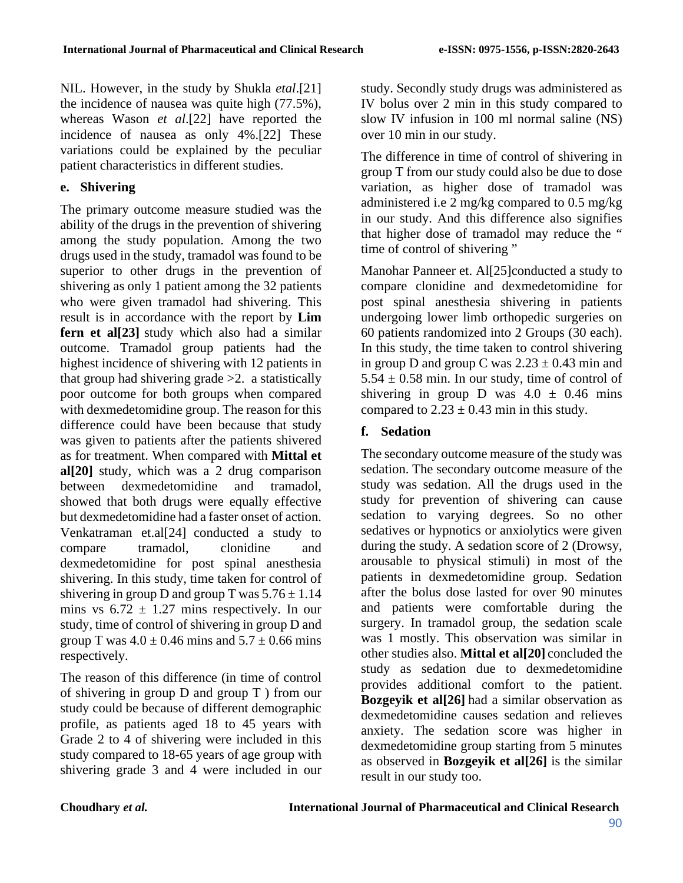NIL. However, in the study by Shukla *etal*.[21] the incidence of nausea was quite high (77.5%), whereas Wason *et al*.[22] have reported the incidence of nausea as only 4%.[22] These variations could be explained by the peculiar patient characteristics in different studies.

**e. Shivering**

The primary outcome measure studied was the ability of the drugs in the prevention of shivering among the study population. Among the two drugs used in the study, tramadol was found to be superior to other drugs in the prevention of shivering as only 1 patient among the 32 patients who were given tramadol had shivering. This result is in accordance with the report by **Lim fern et al[23]** study which also had a similar outcome. Tramadol group patients had the highest incidence of shivering with 12 patients in that group had shivering grade >2. a statistically poor outcome for both groups when compared with dexmedetomidine group. The reason for this difference could have been because that study was given to patients after the patients shivered as for treatment. When compared with **Mittal et al[20]** study, which was a 2 drug comparison between dexmedetomidine and tramadol, showed that both drugs were equally effective but dexmedetomidine had a faster onset of action. Venkatraman et.al[24] conducted a study to compare tramadol, clonidine and dexmedetomidine for post spinal anesthesia shivering. In this study, time taken for control of shivering in group D and group T was 5.76 ± 1.14 mins vs 6.72 ± 1.27 mins respectively. In our study, time of control of shivering in group D and group T was 4.0 ± 0.46 mins and 5.7 ± 0.66 mins respectively.

The reason of this difference (in time of control of shivering in group D and group T ) from our study could be because of different demographic profile, as patients aged 18 to 45 years with Grade 2 to 4 of shivering were included in this study compared to 18-65 years of age group with shivering grade 3 and 4 were included in our study. Secondly study drugs was administered as IV bolus over 2 min in this study compared to slow IV infusion in 100 ml normal saline (NS) over 10 min in our study.

The difference in time of control of shivering in group T from our study could also be due to dose variation, as higher dose of tramadol was administered i.e 2 mg/kg compared to 0.5 mg/kg in our study. And this difference also signifies that higher dose of tramadol may reduce the " time of control of shivering "

Manohar Panneer et. Al[25]conducted a study to compare clonidine and dexmedetomidine for post spinal anesthesia shivering in patients undergoing lower limb orthopedic surgeries on 60 patients randomized into 2 Groups (30 each). In this study, the time taken to control shivering in group D and group C was 2.23 ± 0.43 min and 5.54 ± 0.58 min. In our study, time of control of shivering in group D was 4.0 ± 0.46 mins compared to 2.23 ± 0.43 min in this study.

**f. Sedation**

The secondary outcome measure of the study was sedation. The secondary outcome measure of the study was sedation. All the drugs used in the study for prevention of shivering can cause sedation to varying degrees. So no other sedatives or hypnotics or anxiolytics were given during the study. A sedation score of 2 (Drowsy, arousable to physical stimuli) in most of the patients in dexmedetomidine group. Sedation after the bolus dose lasted for over 90 minutes and patients were comfortable during the surgery. In tramadol group, the sedation scale was 1 mostly. This observation was similar in other studies also. **Mittal et al[20]** concluded the study as sedation due to dexmedetomidine provides additional comfort to the patient. **Bozgeyik et al[26]** had a similar observation as dexmedetomidine causes sedation and relieves anxiety. The sedation score was higher in dexmedetomidine group starting from 5 minutes as observed in **Bozgeyik et al[26]** is the similar result in our study too.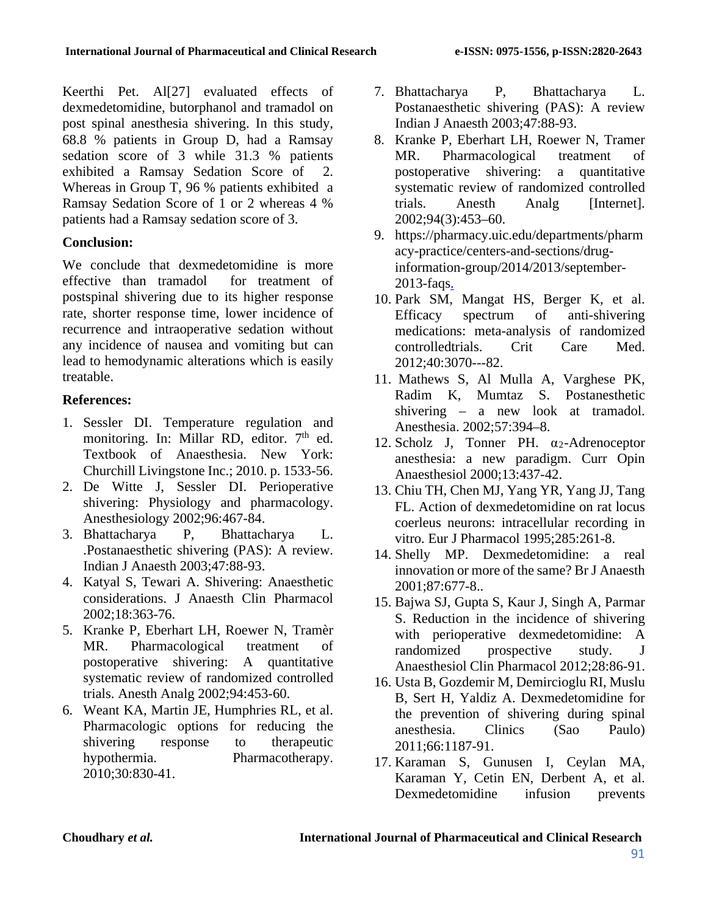Keerthi Pet. Al[27] evaluated effects of dexmedetomidine, butorphanol and tramadol on post spinal anesthesia shivering. In this study, 68.8 % patients in Group D, had a Ramsay sedation score of 3 while 31.3 % patients exhibited a Ramsay Sedation Score of 2. Whereas in Group T, 96 % patients exhibited a Ramsay Sedation Score of 1 or 2 whereas 4 % patients had a Ramsay sedation score of 3.

## Conclusion:

We conclude that dexmedetomidine is more effective than tramadol for treatment of postspinal shivering due to its higher response rate, shorter response time, lower incidence of recurrence and intraoperative sedation without any incidence of nausea and vomiting but can lead to hemodynamic alterations which is easily treatable.

## References:

1. Sessler DI. Temperature regulation and monitoring. In: Millar RD, editor. 7th ed. Textbook of Anaesthesia. New York: Churchill Livingstone Inc.; 2010. p. 1533-56.
2. De Witte J, Sessler DI. Perioperative shivering: Physiology and pharmacology. Anesthesiology 2002;96:467-84.
3. Bhattacharya P, Bhattacharya L. .Postanaesthetic shivering (PAS): A review. Indian J Anaesth 2003;47:88-93.
4. Katyal S, Tewari A. Shivering: Anaesthetic considerations. J Anaesth Clin Pharmacol 2002;18:363-76.
5. Kranke P, Eberhart LH, Roewer N, Tramèr MR. Pharmacological treatment of postoperative shivering: A quantitative systematic review of randomized controlled trials. Anesth Analg 2002;94:453-60.
6. Weant KA, Martin JE, Humphries RL, et al. Pharmacologic options for reducing the shivering response to therapeutic hypothermia. Pharmacotherapy. 2010;30:830-41.
7. Bhattacharya P, Bhattacharya L. Postanaesthetic shivering (PAS): A review Indian J Anaesth 2003;47:88-93.
8. Kranke P, Eberhart LH, Roewer N, Tramer MR. Pharmacological treatment of postoperative shivering: a quantitative systematic review of randomized controlled trials. Anesth Analg [Internet]. 2002;94(3):453–60.
9. https://pharmacy.uic.edu/departments/pharmacy-practice/centers-and-sections/drug-information-group/2014/2013/september-2013-faqs.
10. Park SM, Mangat HS, Berger K, et al. Efficacy spectrum of anti-shivering medications: meta-analysis of randomized controlledtrials. Crit Care Med. 2012;40:3070---82.
11. Mathews S, Al Mulla A, Varghese PK, Radim K, Mumtaz S. Postanesthetic shivering – a new look at tramadol. Anesthesia. 2002;57:394–8.
12. Scholz J, Tonner PH. $\alpha_2$-Adrenoceptor anesthesia: a new paradigm. Curr Opin Anaesthesiol 2000;13:437-42.
13. Chiu TH, Chen MJ, Yang YR, Yang JJ, Tang FL. Action of dexmedetomidine on rat locus coerleus neurons: intracellular recording in vitro. Eur J Pharmacol 1995;285:261-8.
14. Shelly MP. Dexmedetomidine: a real innovation or more of the same? Br J Anaesth 2001;87:677-8..
15. Bajwa SJ, Gupta S, Kaur J, Singh A, Parmar S. Reduction in the incidence of shivering with perioperative dexmedetomidine: A randomized prospective study. J Anaesthesiol Clin Pharmacol 2012;28:86-91.
16. Usta B, Gozdemir M, Demircioglu RI, Muslu B, Sert H, Yaldiz A. Dexmedetomidine for the prevention of shivering during spinal anesthesia. Clinics (Sao Paulo) 2011;66:1187-91.
17. Karaman S, Gunusen I, Ceylan MA, Karaman Y, Cetin EN, Derbent A, et al. Dexmedetomidine infusion prevents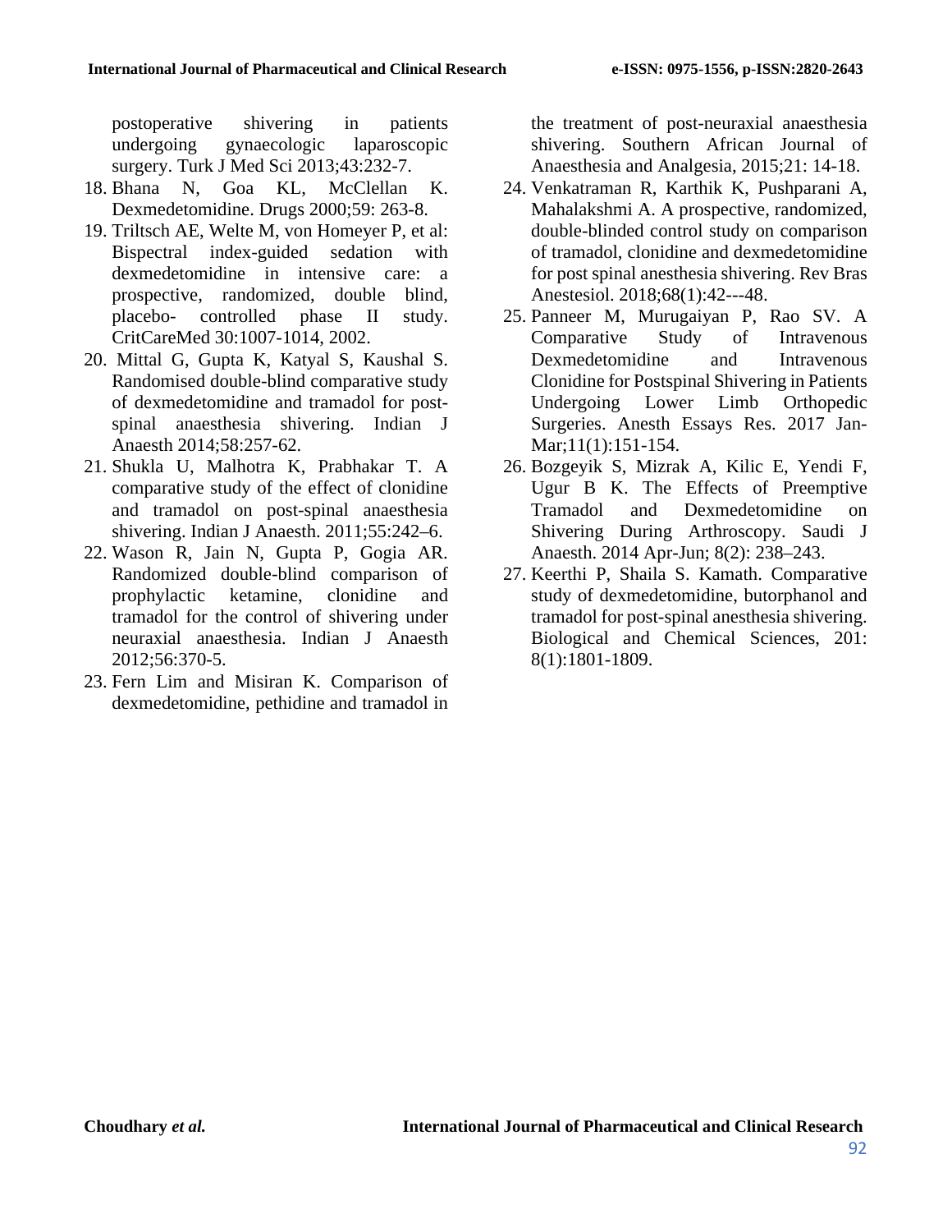postoperative shivering in patients undergoing gynaecologic laparoscopic surgery. Turk J Med Sci 2013;43:232-7.

18. Bhana N, Goa KL, McClellan K. Dexmedetomidine. Drugs 2000;59: 263-8.
19. Triltsch AE, Welte M, von Homeyer P, et al: Bispectral index-guided sedation with dexmedetomidine in intensive care: a prospective, randomized, double blind, placebo- controlled phase II study. CritCareMed 30:1007-1014, 2002.
20. Mittal G, Gupta K, Katyal S, Kaushal S. Randomised double-blind comparative study of dexmedetomidine and tramadol for post-spinal anaesthesia shivering. Indian J Anaesth 2014;58:257-62.
21. Shukla U, Malhotra K, Prabhakar T. A comparative study of the effect of clonidine and tramadol on post-spinal anaesthesia shivering. Indian J Anaesth. 2011;55:242–6.
22. Wason R, Jain N, Gupta P, Gogia AR. Randomized double-blind comparison of prophylactic ketamine, clonidine and tramadol for the control of shivering under neuraxial anaesthesia. Indian J Anaesth 2012;56:370-5.
23. Fern Lim and Misiran K. Comparison of dexmedetomidine, pethidine and tramadol in the treatment of post-neuraxial anaesthesia shivering. Southern African Journal of Anaesthesia and Analgesia, 2015;21: 14-18.
24. Venkatraman R, Karthik K, Pushparani A, Mahalakshmi A. A prospective, randomized, double-blinded control study on comparison of tramadol, clonidine and dexmedetomidine for post spinal anesthesia shivering. Rev Bras Anestesiol. 2018;68(1):42---48.
25. Panneer M, Murugaiyan P, Rao SV. A Comparative Study of Intravenous Dexmedetomidine and Intravenous Clonidine for Postspinal Shivering in Patients Undergoing Lower Limb Orthopedic Surgeries. Anesth Essays Res. 2017 Jan-Mar;11(1):151-154.
26. Bozgeyik S, Mizrak A, Kilic E, Yendi F, Ugur B K. The Effects of Preemptive Tramadol and Dexmedetomidine on Shivering During Arthroscopy. Saudi J Anaesth. 2014 Apr-Jun; 8(2): 238–243.
27. Keerthi P, Shaila S. Kamath. Comparative study of dexmedetomidine, butorphanol and tramadol for post-spinal anesthesia shivering. Biological and Chemical Sciences, 201: 8(1):1801-1809.